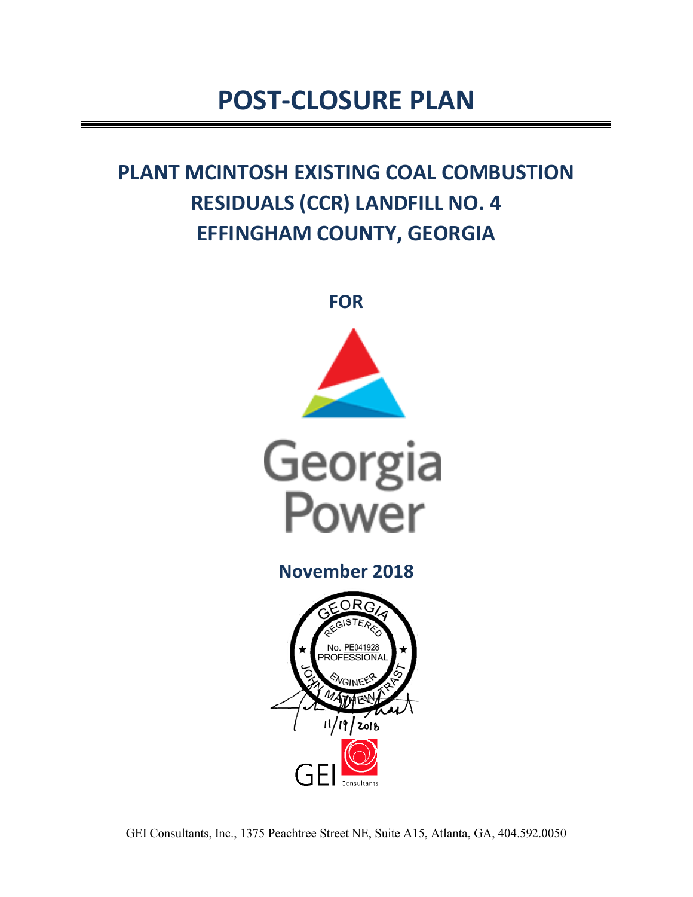# POST-CLOSURE PLAN

## PLANT MCINTOSH EXISTING COAL COMBUSTION RESIDUALS (CCR) LANDFILL NO. 4
## EFFINGHAM COUNTY, GEORGIA

**FOR**

Georgia Power

**November 2018**

GEORGIA REGISTERED No. PE041928 PROFESSIONAL ENGINEER JOHN MATHEW TRAST

11/19/2018

GEI Consultants

GEI Consultants, Inc., 1375 Peachtree Street NE, Suite A15, Atlanta, GA, 404.592.0050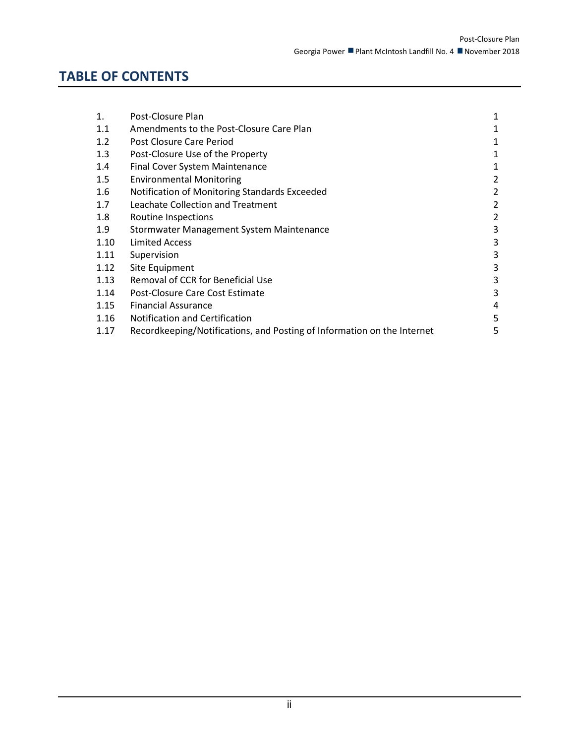# TABLE OF CONTENTS

| | | |
|---|---|---|
| 1. | Post-Closure Plan | 1 |
| 1.1 | Amendments to the Post-Closure Care Plan | 1 |
| 1.2 | Post Closure Care Period | 1 |
| 1.3 | Post-Closure Use of the Property | 1 |
| 1.4 | Final Cover System Maintenance | 1 |
| 1.5 | Environmental Monitoring | 2 |
| 1.6 | Notification of Monitoring Standards Exceeded | 2 |
| 1.7 | Leachate Collection and Treatment | 2 |
| 1.8 | Routine Inspections | 2 |
| 1.9 | Stormwater Management System Maintenance | 3 |
| 1.10 | Limited Access | 3 |
| 1.11 | Supervision | 3 |
| 1.12 | Site Equipment | 3 |
| 1.13 | Removal of CCR for Beneficial Use | 3 |
| 1.14 | Post-Closure Care Cost Estimate | 3 |
| 1.15 | Financial Assurance | 4 |
| 1.16 | Notification and Certification | 5 |
| 1.17 | Recordkeeping/Notifications, and Posting of Information on the Internet | 5 |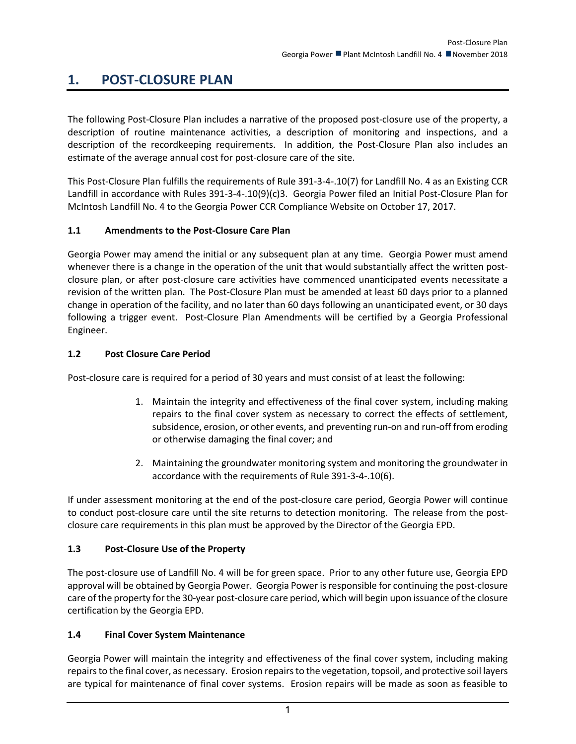# 1. POST-CLOSURE PLAN

The following Post-Closure Plan includes a narrative of the proposed post-closure use of the property, a description of routine maintenance activities, a description of monitoring and inspections, and a description of the recordkeeping requirements. In addition, the Post-Closure Plan also includes an estimate of the average annual cost for post-closure care of the site.

This Post-Closure Plan fulfills the requirements of Rule 391-3-4-.10(7) for Landfill No. 4 as an Existing CCR Landfill in accordance with Rules 391-3-4-.10(9)(c)3. Georgia Power filed an Initial Post-Closure Plan for McIntosh Landfill No. 4 to the Georgia Power CCR Compliance Website on October 17, 2017.

## 1.1 Amendments to the Post-Closure Care Plan

Georgia Power may amend the initial or any subsequent plan at any time. Georgia Power must amend whenever there is a change in the operation of the unit that would substantially affect the written post-closure plan, or after post-closure care activities have commenced unanticipated events necessitate a revision of the written plan. The Post-Closure Plan must be amended at least 60 days prior to a planned change in operation of the facility, and no later than 60 days following an unanticipated event, or 30 days following a trigger event. Post-Closure Plan Amendments will be certified by a Georgia Professional Engineer.

## 1.2 Post Closure Care Period

Post-closure care is required for a period of 30 years and must consist of at least the following:

1. Maintain the integrity and effectiveness of the final cover system, including making repairs to the final cover system as necessary to correct the effects of settlement, subsidence, erosion, or other events, and preventing run-on and run-off from eroding or otherwise damaging the final cover; and
2. Maintaining the groundwater monitoring system and monitoring the groundwater in accordance with the requirements of Rule 391-3-4-.10(6).

If under assessment monitoring at the end of the post-closure care period, Georgia Power will continue to conduct post-closure care until the site returns to detection monitoring. The release from the post-closure care requirements in this plan must be approved by the Director of the Georgia EPD.

## 1.3 Post-Closure Use of the Property

The post-closure use of Landfill No. 4 will be for green space. Prior to any other future use, Georgia EPD approval will be obtained by Georgia Power. Georgia Power is responsible for continuing the post-closure care of the property for the 30-year post-closure care period, which will begin upon issuance of the closure certification by the Georgia EPD.

## 1.4 Final Cover System Maintenance

Georgia Power will maintain the integrity and effectiveness of the final cover system, including making repairs to the final cover, as necessary. Erosion repairs to the vegetation, topsoil, and protective soil layers are typical for maintenance of final cover systems. Erosion repairs will be made as soon as feasible to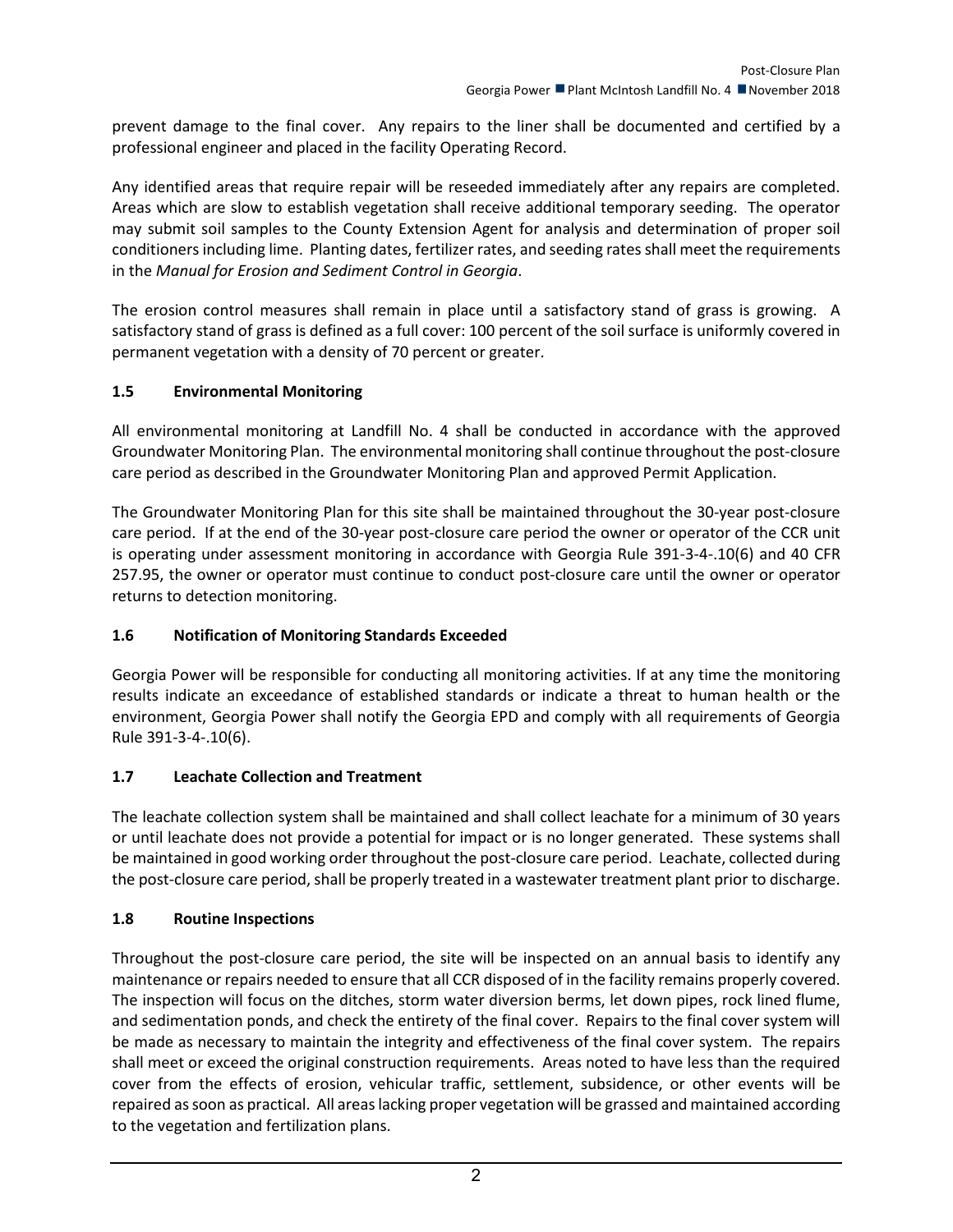prevent damage to the final cover. Any repairs to the liner shall be documented and certified by a professional engineer and placed in the facility Operating Record.

Any identified areas that require repair will be reseeded immediately after any repairs are completed. Areas which are slow to establish vegetation shall receive additional temporary seeding. The operator may submit soil samples to the County Extension Agent for analysis and determination of proper soil conditioners including lime. Planting dates, fertilizer rates, and seeding rates shall meet the requirements in the *Manual for Erosion and Sediment Control in Georgia*.

The erosion control measures shall remain in place until a satisfactory stand of grass is growing. A satisfactory stand of grass is defined as a full cover: 100 percent of the soil surface is uniformly covered in permanent vegetation with a density of 70 percent or greater.

### 1.5 Environmental Monitoring

All environmental monitoring at Landfill No. 4 shall be conducted in accordance with the approved Groundwater Monitoring Plan. The environmental monitoring shall continue throughout the post-closure care period as described in the Groundwater Monitoring Plan and approved Permit Application.

The Groundwater Monitoring Plan for this site shall be maintained throughout the 30-year post-closure care period. If at the end of the 30-year post-closure care period the owner or operator of the CCR unit is operating under assessment monitoring in accordance with Georgia Rule 391-3-4-.10(6) and 40 CFR 257.95, the owner or operator must continue to conduct post-closure care until the owner or operator returns to detection monitoring.

### 1.6 Notification of Monitoring Standards Exceeded

Georgia Power will be responsible for conducting all monitoring activities. If at any time the monitoring results indicate an exceedance of established standards or indicate a threat to human health or the environment, Georgia Power shall notify the Georgia EPD and comply with all requirements of Georgia Rule 391-3-4-.10(6).

### 1.7 Leachate Collection and Treatment

The leachate collection system shall be maintained and shall collect leachate for a minimum of 30 years or until leachate does not provide a potential for impact or is no longer generated. These systems shall be maintained in good working order throughout the post-closure care period. Leachate, collected during the post-closure care period, shall be properly treated in a wastewater treatment plant prior to discharge.

### 1.8 Routine Inspections

Throughout the post-closure care period, the site will be inspected on an annual basis to identify any maintenance or repairs needed to ensure that all CCR disposed of in the facility remains properly covered. The inspection will focus on the ditches, storm water diversion berms, let down pipes, rock lined flume, and sedimentation ponds, and check the entirety of the final cover. Repairs to the final cover system will be made as necessary to maintain the integrity and effectiveness of the final cover system. The repairs shall meet or exceed the original construction requirements. Areas noted to have less than the required cover from the effects of erosion, vehicular traffic, settlement, subsidence, or other events will be repaired as soon as practical. All areas lacking proper vegetation will be grassed and maintained according to the vegetation and fertilization plans.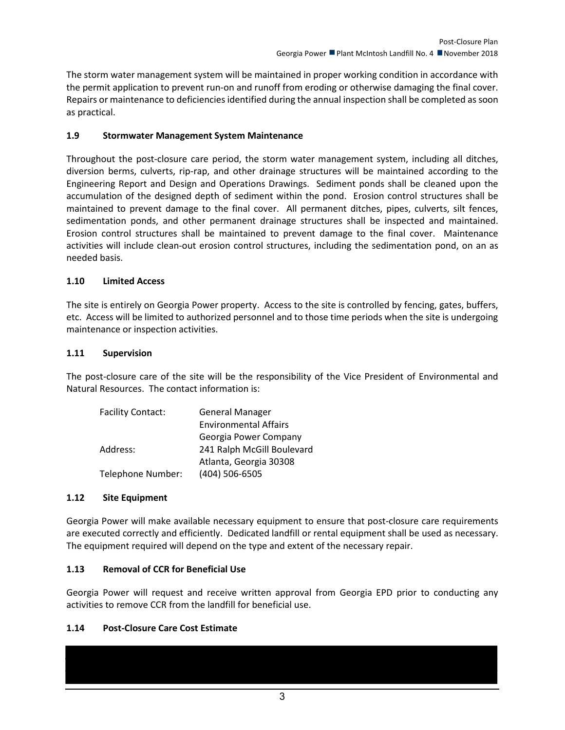The storm water management system will be maintained in proper working condition in accordance with the permit application to prevent run-on and runoff from eroding or otherwise damaging the final cover. Repairs or maintenance to deficiencies identified during the annual inspection shall be completed as soon as practical.

### 1.9 Stormwater Management System Maintenance

Throughout the post-closure care period, the storm water management system, including all ditches, diversion berms, culverts, rip-rap, and other drainage structures will be maintained according to the Engineering Report and Design and Operations Drawings. Sediment ponds shall be cleaned upon the accumulation of the designed depth of sediment within the pond. Erosion control structures shall be maintained to prevent damage to the final cover. All permanent ditches, pipes, culverts, silt fences, sedimentation ponds, and other permanent drainage structures shall be inspected and maintained. Erosion control structures shall be maintained to prevent damage to the final cover. Maintenance activities will include clean-out erosion control structures, including the sedimentation pond, on an as needed basis.

### 1.10 Limited Access

The site is entirely on Georgia Power property. Access to the site is controlled by fencing, gates, buffers, etc. Access will be limited to authorized personnel and to those time periods when the site is undergoing maintenance or inspection activities.

### 1.11 Supervision

The post-closure care of the site will be the responsibility of the Vice President of Environmental and Natural Resources. The contact information is:

| | |
|---|---|
| Facility Contact: | General Manager<br>Environmental Affairs<br>Georgia Power Company |
| Address: | 241 Ralph McGill Boulevard<br>Atlanta, Georgia 30308 |
| Telephone Number: | (404) 506-6505 |

### 1.12 Site Equipment

Georgia Power will make available necessary equipment to ensure that post-closure care requirements are executed correctly and efficiently. Dedicated landfill or rental equipment shall be used as necessary. The equipment required will depend on the type and extent of the necessary repair.

### 1.13 Removal of CCR for Beneficial Use

Georgia Power will request and receive written approval from Georgia EPD prior to conducting any activities to remove CCR from the landfill for beneficial use.

### 1.14 Post-Closure Care Cost Estimate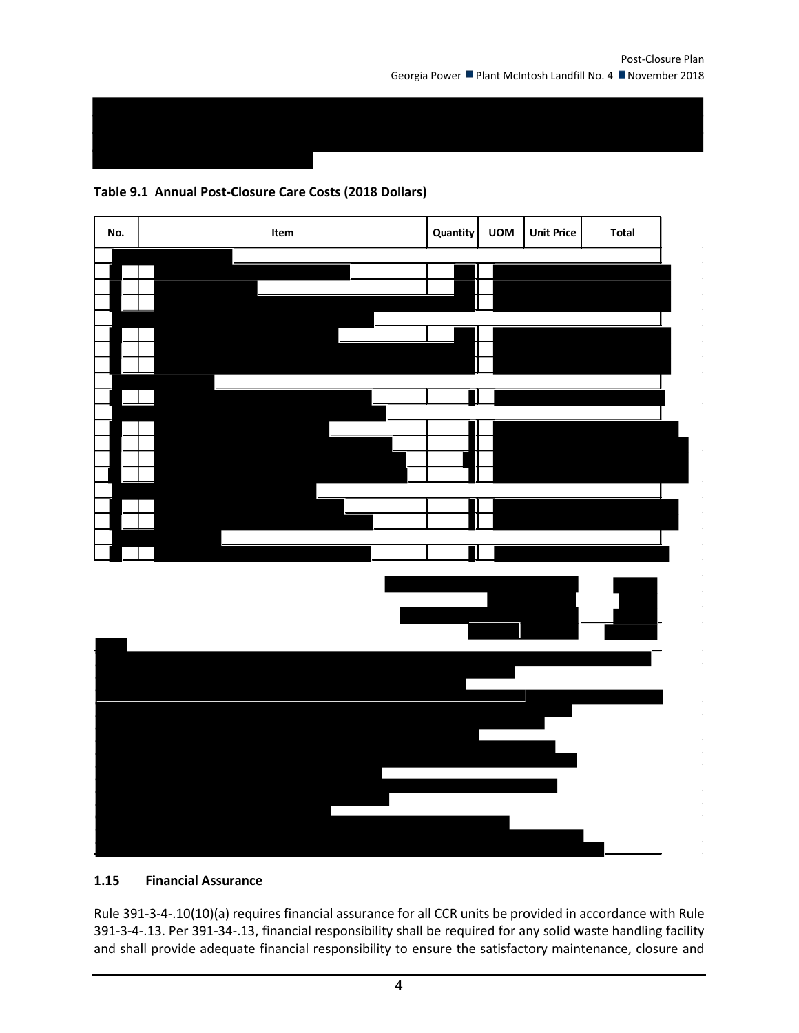**Table 9.1 Annual Post-Closure Care Costs (2018 Dollars)**

| No. | Item | Quantity | UOM | Unit Price | Total |
|---|---|---|---|---|---|
| | | | | | |

### 1.15 Financial Assurance

Rule 391-3-4-.10(10)(a) requires financial assurance for all CCR units be provided in accordance with Rule 391-3-4-.13. Per 391-34-.13, financial responsibility shall be required for any solid waste handling facility and shall provide adequate financial responsibility to ensure the satisfactory maintenance, closure and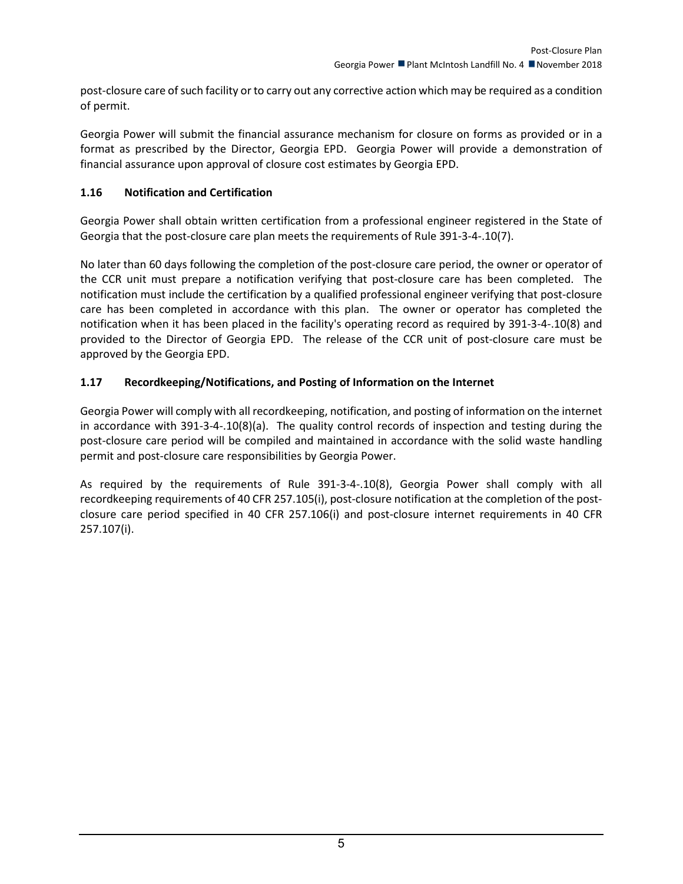post-closure care of such facility or to carry out any corrective action which may be required as a condition of permit.

Georgia Power will submit the financial assurance mechanism for closure on forms as provided or in a format as prescribed by the Director, Georgia EPD. Georgia Power will provide a demonstration of financial assurance upon approval of closure cost estimates by Georgia EPD.

### 1.16 Notification and Certification

Georgia Power shall obtain written certification from a professional engineer registered in the State of Georgia that the post-closure care plan meets the requirements of Rule 391-3-4-.10(7).

No later than 60 days following the completion of the post-closure care period, the owner or operator of the CCR unit must prepare a notification verifying that post-closure care has been completed. The notification must include the certification by a qualified professional engineer verifying that post-closure care has been completed in accordance with this plan. The owner or operator has completed the notification when it has been placed in the facility's operating record as required by 391-3-4-.10(8) and provided to the Director of Georgia EPD. The release of the CCR unit of post-closure care must be approved by the Georgia EPD.

### 1.17 Recordkeeping/Notifications, and Posting of Information on the Internet

Georgia Power will comply with all recordkeeping, notification, and posting of information on the internet in accordance with 391-3-4-.10(8)(a). The quality control records of inspection and testing during the post-closure care period will be compiled and maintained in accordance with the solid waste handling permit and post-closure care responsibilities by Georgia Power.

As required by the requirements of Rule 391-3-4-.10(8), Georgia Power shall comply with all recordkeeping requirements of 40 CFR 257.105(i), post-closure notification at the completion of the post-closure care period specified in 40 CFR 257.106(i) and post-closure internet requirements in 40 CFR 257.107(i).